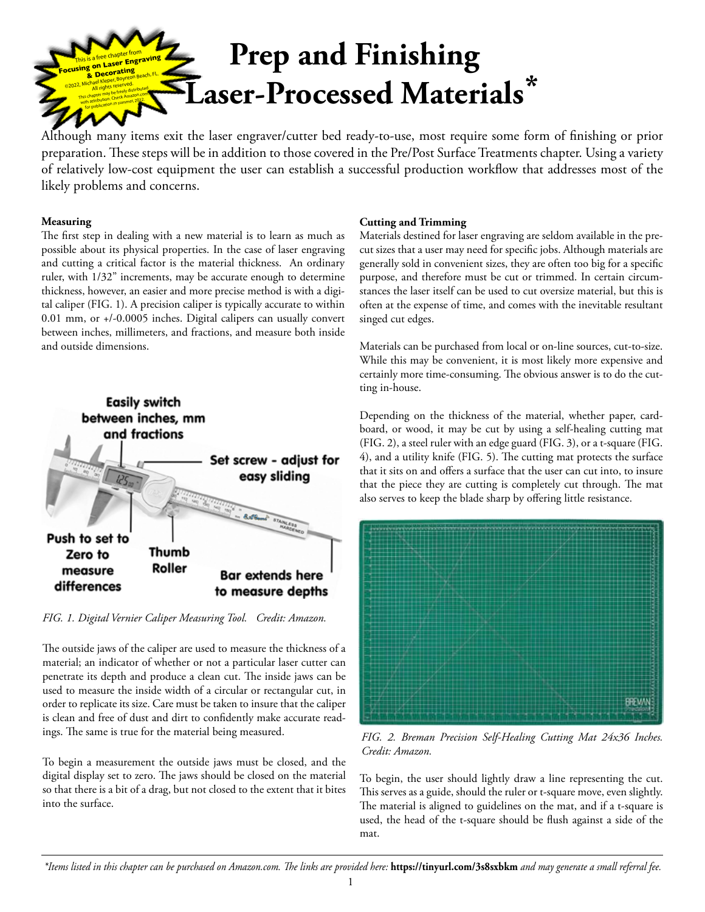This is a free chapter from **Focusing on Laser Engraving & Decorating** ©2022, Michael Kleper, Boynton Beach, FL. All rights reserved. This chapter may be freely distributed with attribution. Check Amazon.com for publication in summer, 2022.

# Prep and Finishing Laser-Processed Materials*

Although many items exit the laser engraver/cutter bed ready-to-use, most require some form of finishing or prior preparation. These steps will be in addition to those covered in the Pre/Post Surface Treatments chapter. Using a variety of relatively low-cost equipment the user can establish a successful production workflow that addresses most of the likely problems and concerns.

### Measuring

The first step in dealing with a new material is to learn as much as possible about its physical properties. In the case of laser engraving and cutting a critical factor is the material thickness. An ordinary ruler, with 1/32" increments, may be accurate enough to determine thickness, however, an easier and more precise method is with a digital caliper (FIG. 1). A precision caliper is typically accurate to within 0.01 mm, or +/-0.0005 inches. Digital calipers can usually convert between inches, millimeters, and fractions, and measure both inside and outside dimensions.

Easily switch between inches, mm and fractions

Set screw - adjust for easy sliding

Push to set to Zero to measure differences

Thumb Roller

Bar extends here to measure depths

*FIG. 1. Digital Vernier Caliper Measuring Tool. Credit: Amazon.*

The outside jaws of the caliper are used to measure the thickness of a material; an indicator of whether or not a particular laser cutter can penetrate its depth and produce a clean cut. The inside jaws can be used to measure the inside width of a circular or rectangular cut, in order to replicate its size. Care must be taken to insure that the caliper is clean and free of dust and dirt to confidently make accurate readings. The same is true for the material being measured.

To begin a measurement the outside jaws must be closed, and the digital display set to zero. The jaws should be closed on the material so that there is a bit of a drag, but not closed to the extent that it bites into the surface.

### Cutting and Trimming

Materials destined for laser engraving are seldom available in the precut sizes that a user may need for specific jobs. Although materials are generally sold in convenient sizes, they are often too big for a specific purpose, and therefore must be cut or trimmed. In certain circumstances the laser itself can be used to cut oversize material, but this is often at the expense of time, and comes with the inevitable resultant singed cut edges.

Materials can be purchased from local or on-line sources, cut-to-size. While this may be convenient, it is most likely more expensive and certainly more time-consuming. The obvious answer is to do the cutting in-house.

Depending on the thickness of the material, whether paper, cardboard, or wood, it may be cut by using a self-healing cutting mat (FIG. 2), a steel ruler with an edge guard (FIG. 3), or a t-square (FIG. 4), and a utility knife (FIG. 5). The cutting mat protects the surface that it sits on and offers a surface that the user can cut into, to insure that the piece they are cutting is completely cut through. The mat also serves to keep the blade sharp by offering little resistance.

*FIG. 2. Breman Precision Self-Healing Cutting Mat 24x36 Inches. Credit: Amazon.*

To begin, the user should lightly draw a line representing the cut. This serves as a guide, should the ruler or t-square move, even slightly. The material is aligned to guidelines on the mat, and if a t-square is used, the head of the t-square should be flush against a side of the mat.

*\*Items listed in this chapter can be purchased on Amazon.com. The links are provided here:* **https://tinyurl.com/3s8sxbkm** *and may generate a small referral fee.*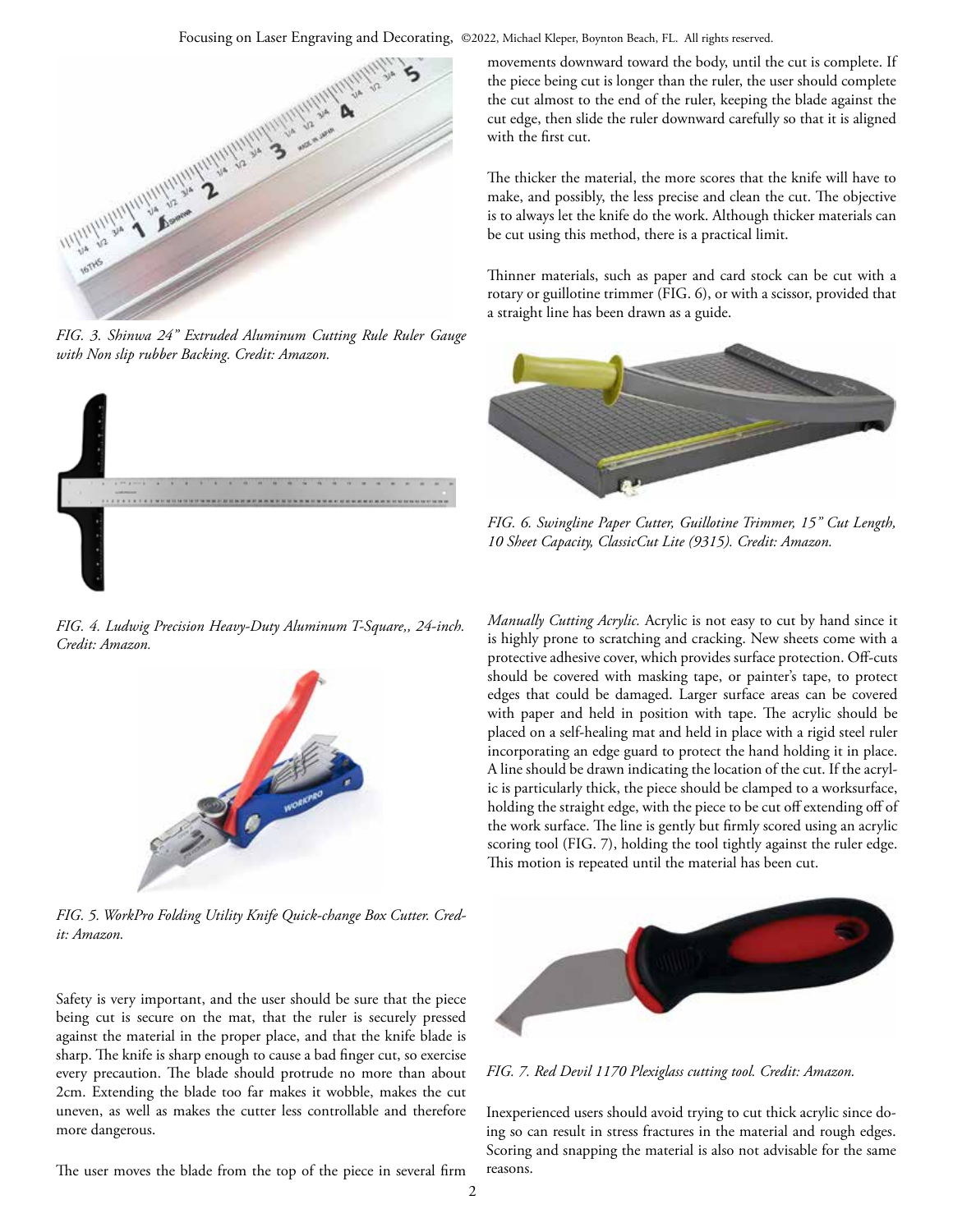*FIG. 3. Shinwa 24" Extruded Aluminum Cutting Rule Ruler Gauge with Non slip rubber Backing. Credit: Amazon.*

*FIG. 4. Ludwig Precision Heavy-Duty Aluminum T-Square,, 24-inch. Credit: Amazon.*

*FIG. 5. WorkPro Folding Utility Knife Quick-change Box Cutter. Credit: Amazon.*

Safety is very important, and the user should be sure that the piece being cut is secure on the mat, that the ruler is securely pressed against the material in the proper place, and that the knife blade is sharp. The knife is sharp enough to cause a bad finger cut, so exercise every precaution. The blade should protrude no more than about 2cm. Extending the blade too far makes it wobble, makes the cut uneven, as well as makes the cutter less controllable and therefore more dangerous.

The user moves the blade from the top of the piece in several firm movements downward toward the body, until the cut is complete. If the piece being cut is longer than the ruler, the user should complete the cut almost to the end of the ruler, keeping the blade against the cut edge, then slide the ruler downward carefully so that it is aligned with the first cut.

The thicker the material, the more scores that the knife will have to make, and possibly, the less precise and clean the cut. The objective is to always let the knife do the work. Although thicker materials can be cut using this method, there is a practical limit.

Thinner materials, such as paper and card stock can be cut with a rotary or guillotine trimmer (FIG. 6), or with a scissor, provided that a straight line has been drawn as a guide.

*FIG. 6. Swingline Paper Cutter, Guillotine Trimmer, 15" Cut Length, 10 Sheet Capacity, ClassicCut Lite (9315). Credit: Amazon.*

*Manually Cutting Acrylic.* Acrylic is not easy to cut by hand since it is highly prone to scratching and cracking. New sheets come with a protective adhesive cover, which provides surface protection. Off-cuts should be covered with masking tape, or painter's tape, to protect edges that could be damaged. Larger surface areas can be covered with paper and held in position with tape. The acrylic should be placed on a self-healing mat and held in place with a rigid steel ruler incorporating an edge guard to protect the hand holding it in place. A line should be drawn indicating the location of the cut. If the acrylic is particularly thick, the piece should be clamped to a worksurface, holding the straight edge, with the piece to be cut off extending off of the work surface. The line is gently but firmly scored using an acrylic scoring tool (FIG. 7), holding the tool tightly against the ruler edge. This motion is repeated until the material has been cut.

*FIG. 7. Red Devil 1170 Plexiglass cutting tool. Credit: Amazon.*

Inexperienced users should avoid trying to cut thick acrylic since doing so can result in stress fractures in the material and rough edges. Scoring and snapping the material is also not advisable for the same reasons.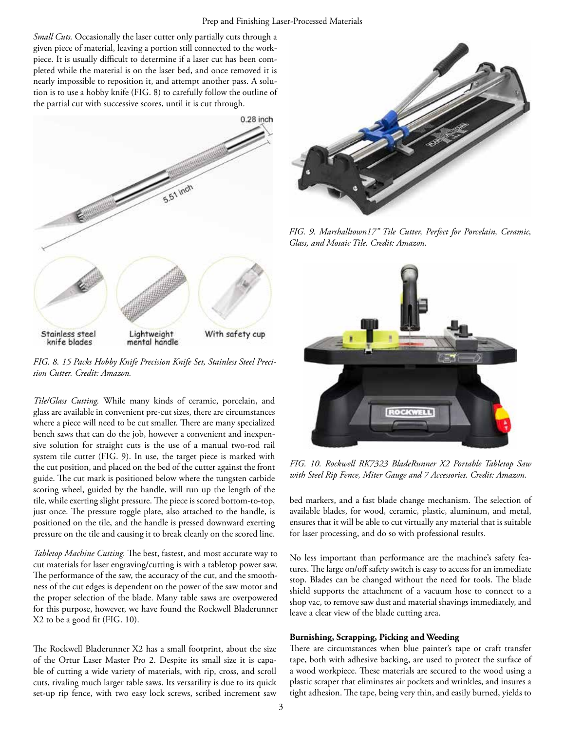*Small Cuts.* Occasionally the laser cutter only partially cuts through a given piece of material, leaving a portion still connected to the workpiece. It is usually difficult to determine if a laser cut has been completed while the material is on the laser bed, and once removed it is nearly impossible to reposition it, and attempt another pass. A solution is to use a hobby knife (FIG. 8) to carefully follow the outline of the partial cut with successive scores, until it is cut through.

*FIG. 8. 15 Packs Hobby Knife Precision Knife Set, Stainless Steel Precision Cutter. Credit: Amazon.*

*Tile/Glass Cutting.* While many kinds of ceramic, porcelain, and glass are available in convenient pre-cut sizes, there are circumstances where a piece will need to be cut smaller. There are many specialized bench saws that can do the job, however a convenient and inexpensive solution for straight cuts is the use of a manual two-rod rail system tile cutter (FIG. 9). In use, the target piece is marked with the cut position, and placed on the bed of the cutter against the front guide. The cut mark is positioned below where the tungsten carbide scoring wheel, guided by the handle, will run up the length of the tile, while exerting slight pressure. The piece is scored bottom-to-top, just once. The pressure toggle plate, also attached to the handle, is positioned on the tile, and the handle is pressed downward exerting pressure on the tile and causing it to break cleanly on the scored line.

*Tabletop Machine Cutting.* The best, fastest, and most accurate way to cut materials for laser engraving/cutting is with a tabletop power saw. The performance of the saw, the accuracy of the cut, and the smoothness of the cut edges is dependent on the power of the saw motor and the proper selection of the blade. Many table saws are overpowered for this purpose, however, we have found the Rockwell Bladerunner X2 to be a good fit (FIG. 10).

The Rockwell Bladerunner X2 has a small footprint, about the size of the Ortur Laser Master Pro 2. Despite its small size it is capable of cutting a wide variety of materials, with rip, cross, and scroll cuts, rivaling much larger table saws. Its versatility is due to its quick set-up rip fence, with two easy lock screws, scribed increment saw bed markers, and a fast blade change mechanism. The selection of available blades, for wood, ceramic, plastic, aluminum, and metal, ensures that it will be able to cut virtually any material that is suitable for laser processing, and do so with professional results.

*FIG. 9. Marshalltown17" Tile Cutter, Perfect for Porcelain, Ceramic, Glass, and Mosaic Tile. Credit: Amazon.*

*FIG. 10. Rockwell RK7323 BladeRunner X2 Portable Tabletop Saw with Steel Rip Fence, Miter Gauge and 7 Accessories. Credit: Amazon.*

No less important than performance are the machine's safety features. The large on/off safety switch is easy to access for an immediate stop. Blades can be changed without the need for tools. The blade shield supports the attachment of a vacuum hose to connect to a shop vac, to remove saw dust and material shavings immediately, and leave a clear view of the blade cutting area.

**Burnishing, Scrapping, Picking and Weeding**

There are circumstances when blue painter's tape or craft transfer tape, both with adhesive backing, are used to protect the surface of a wood workpiece. These materials are secured to the wood using a plastic scraper that eliminates air pockets and wrinkles, and insures a tight adhesion. The tape, being very thin, and easily burned, yields to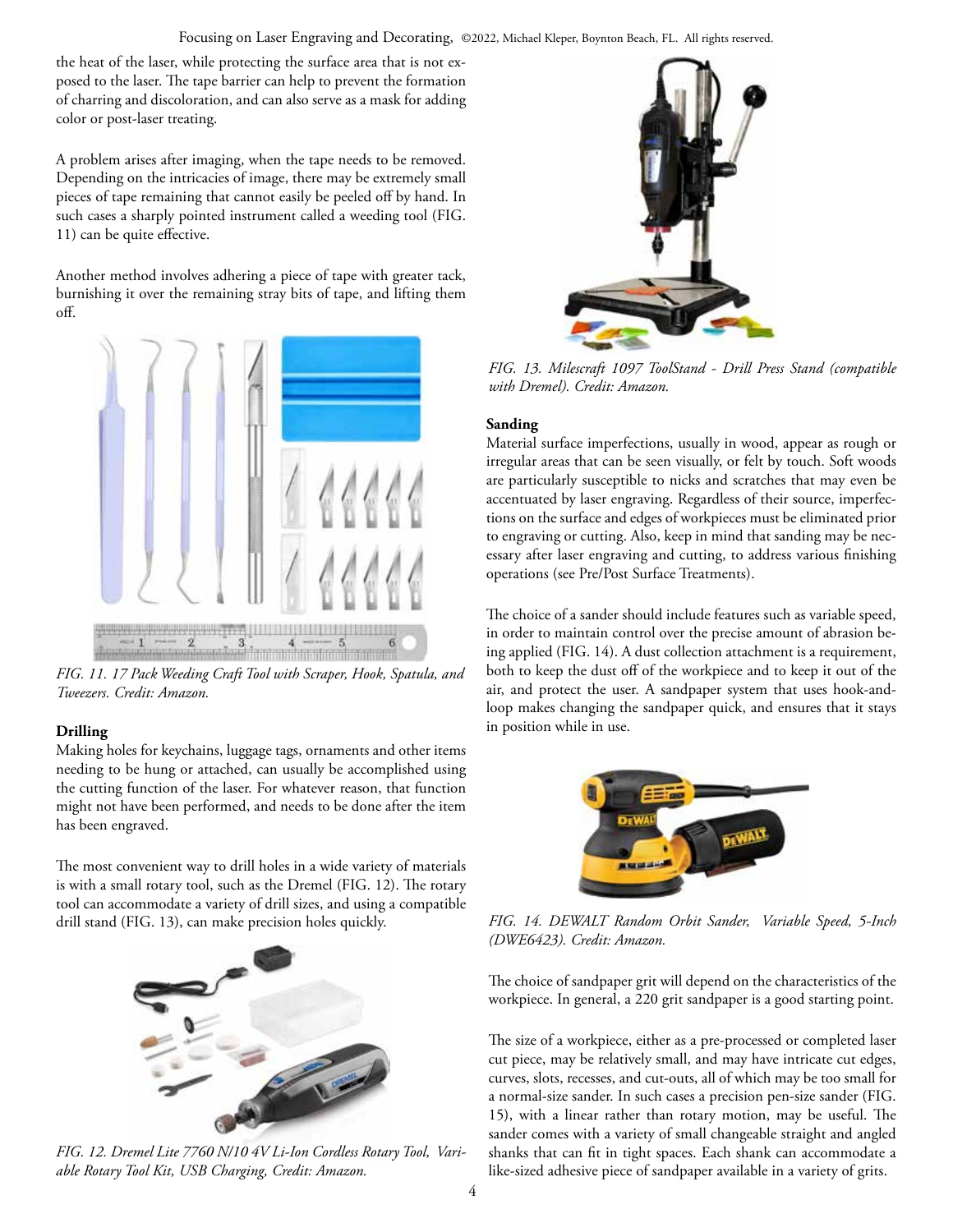the heat of the laser, while protecting the surface area that is not exposed to the laser. The tape barrier can help to prevent the formation of charring and discoloration, and can also serve as a mask for adding color or post-laser treating.

A problem arises after imaging, when the tape needs to be removed. Depending on the intricacies of image, there may be extremely small pieces of tape remaining that cannot easily be peeled off by hand. In such cases a sharply pointed instrument called a weeding tool (FIG. 11) can be quite effective.

Another method involves adhering a piece of tape with greater tack, burnishing it over the remaining stray bits of tape, and lifting them off.

*FIG. 11. 17 Pack Weeding Craft Tool with Scraper, Hook, Spatula, and Tweezers. Credit: Amazon.*

### Drilling

Making holes for keychains, luggage tags, ornaments and other items needing to be hung or attached, can usually be accomplished using the cutting function of the laser. For whatever reason, that function might not have been performed, and needs to be done after the item has been engraved.

The most convenient way to drill holes in a wide variety of materials is with a small rotary tool, such as the Dremel (FIG. 12). The rotary tool can accommodate a variety of drill sizes, and using a compatible drill stand (FIG. 13), can make precision holes quickly.

*FIG. 12. Dremel Lite 7760 N/10 4V Li-Ion Cordless Rotary Tool, Variable Rotary Tool Kit, USB Charging, Credit: Amazon.*

*FIG. 13. Milescraft 1097 ToolStand - Drill Press Stand (compatible with Dremel). Credit: Amazon.*

### Sanding

Material surface imperfections, usually in wood, appear as rough or irregular areas that can be seen visually, or felt by touch. Soft woods are particularly susceptible to nicks and scratches that may even be accentuated by laser engraving. Regardless of their source, imperfections on the surface and edges of workpieces must be eliminated prior to engraving or cutting. Also, keep in mind that sanding may be necessary after laser engraving and cutting, to address various finishing operations (see Pre/Post Surface Treatments).

The choice of a sander should include features such as variable speed, in order to maintain control over the precise amount of abrasion being applied (FIG. 14). A dust collection attachment is a requirement, both to keep the dust off of the workpiece and to keep it out of the air, and protect the user. A sandpaper system that uses hook-and-loop makes changing the sandpaper quick, and ensures that it stays in position while in use.

*FIG. 14. DEWALT Random Orbit Sander, Variable Speed, 5-Inch (DWE6423). Credit: Amazon.*

The choice of sandpaper grit will depend on the characteristics of the workpiece. In general, a 220 grit sandpaper is a good starting point.

The size of a workpiece, either as a pre-processed or completed laser cut piece, may be relatively small, and may have intricate cut edges, curves, slots, recesses, and cut-outs, all of which may be too small for a normal-size sander. In such cases a precision pen-size sander (FIG. 15), with a linear rather than rotary motion, may be useful. The sander comes with a variety of small changeable straight and angled shanks that can fit in tight spaces. Each shank can accommodate a like-sized adhesive piece of sandpaper available in a variety of grits.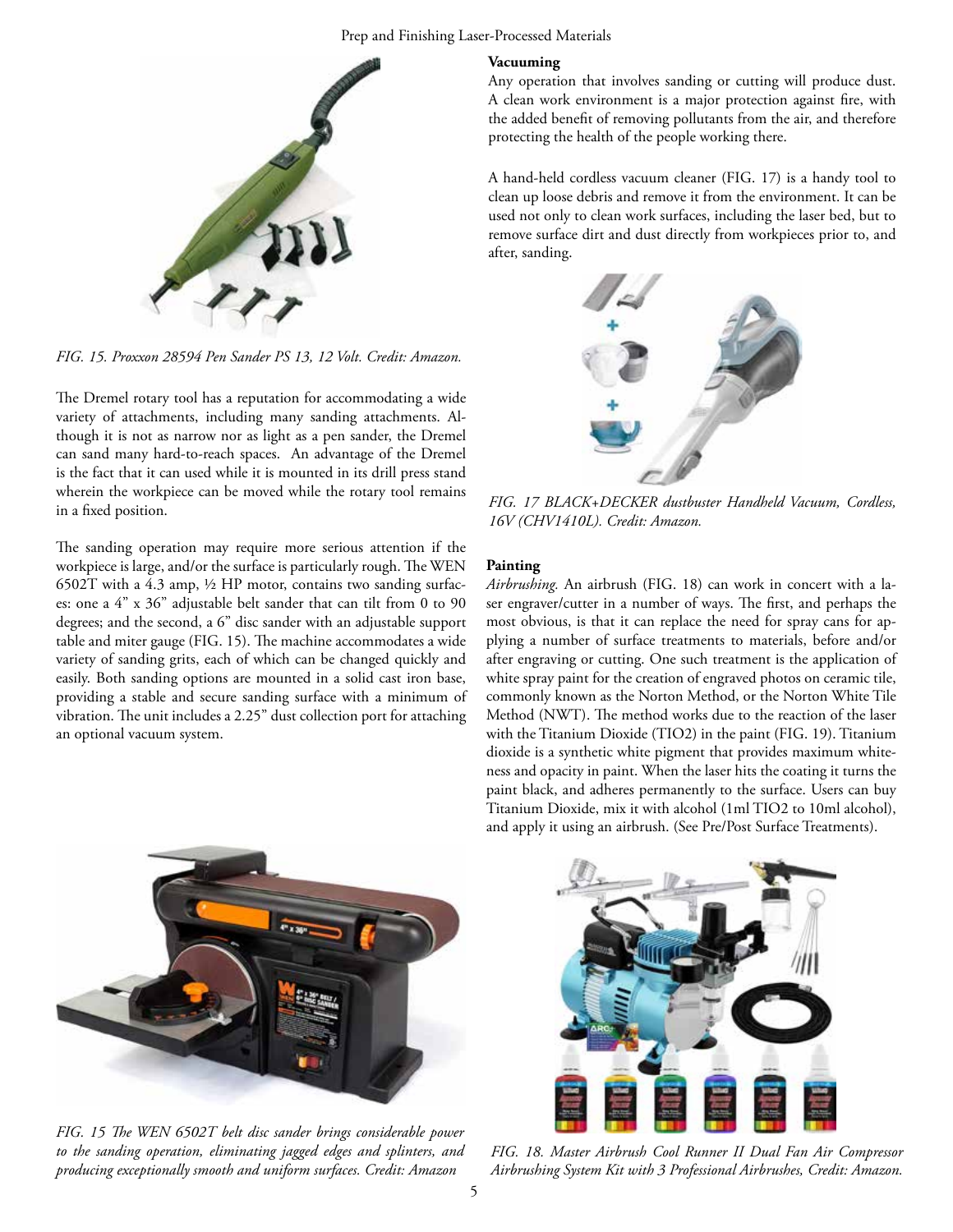FIG. 15. Proxxon 28594 Pen Sander PS 13, 12 Volt. Credit: Amazon.

The Dremel rotary tool has a reputation for accommodating a wide variety of attachments, including many sanding attachments. Although it is not as narrow nor as light as a pen sander, the Dremel can sand many hard-to-reach spaces. An advantage of the Dremel is the fact that it can used while it is mounted in its drill press stand wherein the workpiece can be moved while the rotary tool remains in a fixed position.

The sanding operation may require more serious attention if the workpiece is large, and/or the surface is particularly rough. The WEN 6502T with a 4.3 amp, ½ HP motor, contains two sanding surfaces: one a 4" x 36" adjustable belt sander that can tilt from 0 to 90 degrees; and the second, a 6" disc sander with an adjustable support table and miter gauge (FIG. 15). The machine accommodates a wide variety of sanding grits, each of which can be changed quickly and easily. Both sanding options are mounted in a solid cast iron base, providing a stable and secure sanding surface with a minimum of vibration. The unit includes a 2.25" dust collection port for attaching an optional vacuum system.

FIG. 15 The WEN 6502T belt disc sander brings considerable power to the sanding operation, eliminating jagged edges and splinters, and producing exceptionally smooth and uniform surfaces. Credit: Amazon

**Vacuuming**

Any operation that involves sanding or cutting will produce dust. A clean work environment is a major protection against fire, with the added benefit of removing pollutants from the air, and therefore protecting the health of the people working there.

A hand-held cordless vacuum cleaner (FIG. 17) is a handy tool to clean up loose debris and remove it from the environment. It can be used not only to clean work surfaces, including the laser bed, but to remove surface dirt and dust directly from workpieces prior to, and after, sanding.

FIG. 17 BLACK+DECKER dustbuster Handheld Vacuum, Cordless, 16V (CHV1410L). Credit: Amazon.

**Painting**

*Airbrushing.* An airbrush (FIG. 18) can work in concert with a laser engraver/cutter in a number of ways. The first, and perhaps the most obvious, is that it can replace the need for spray cans for applying a number of surface treatments to materials, before and/or after engraving or cutting. One such treatment is the application of white spray paint for the creation of engraved photos on ceramic tile, commonly known as the Norton Method, or the Norton White Tile Method (NWT). The method works due to the reaction of the laser with the Titanium Dioxide ($TIO_2$) in the paint (FIG. 19). Titanium dioxide is a synthetic white pigment that provides maximum whiteness and opacity in paint. When the laser hits the coating it turns the paint black, and adheres permanently to the surface. Users can buy Titanium Dioxide, mix it with alcohol (1ml $TIO_2$ to 10ml alcohol), and apply it using an airbrush. (See Pre/Post Surface Treatments).

FIG. 18. Master Airbrush Cool Runner II Dual Fan Air Compressor Airbrushing System Kit with 3 Professional Airbrushes, Credit: Amazon.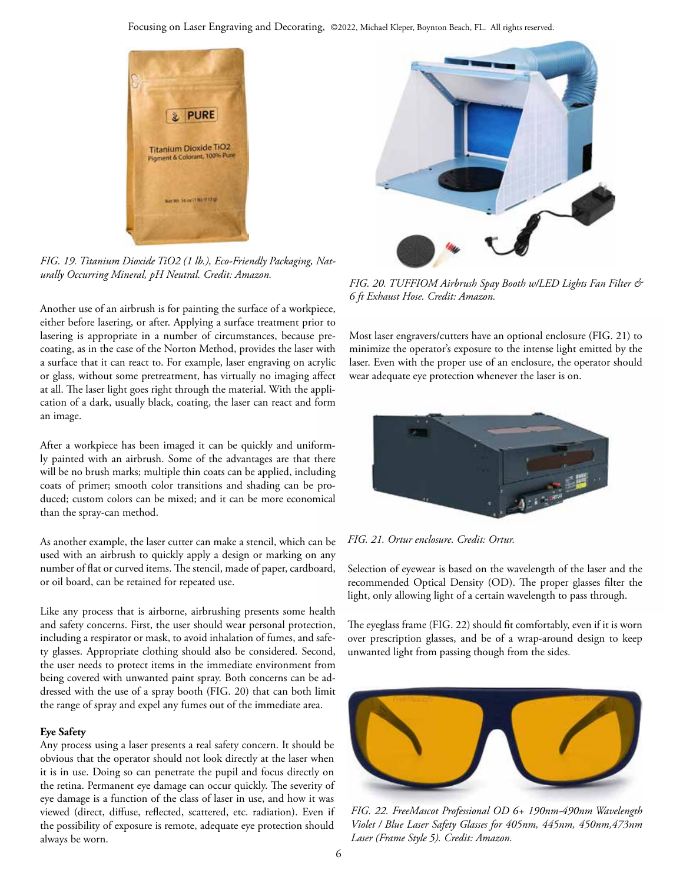*FIG. 19. Titanium Dioxide TiO2 (1 lb.), Eco-Friendly Packaging, Naturally Occurring Mineral, pH Neutral. Credit: Amazon.*

Another use of an airbrush is for painting the surface of a workpiece, either before lasering, or after. Applying a surface treatment prior to lasering is appropriate in a number of circumstances, because pre-coating, as in the case of the Norton Method, provides the laser with a surface that it can react to. For example, laser engraving on acrylic or glass, without some pretreatment, has virtually no imaging affect at all. The laser light goes right through the material. With the application of a dark, usually black, coating, the laser can react and form an image.

After a workpiece has been imaged it can be quickly and uniformly painted with an airbrush. Some of the advantages are that there will be no brush marks; multiple thin coats can be applied, including coats of primer; smooth color transitions and shading can be produced; custom colors can be mixed; and it can be more economical than the spray-can method.

As another example, the laser cutter can make a stencil, which can be used with an airbrush to quickly apply a design or marking on any number of flat or curved items. The stencil, made of paper, cardboard, or oil board, can be retained for repeated use.

Like any process that is airborne, airbrushing presents some health and safety concerns. First, the user should wear personal protection, including a respirator or mask, to avoid inhalation of fumes, and safety glasses. Appropriate clothing should also be considered. Second, the user needs to protect items in the immediate environment from being covered with unwanted paint spray. Both concerns can be addressed with the use of a spray booth (FIG. 20) that can both limit the range of spray and expel any fumes out of the immediate area.

**Eye Safety**

Any process using a laser presents a real safety concern. It should be obvious that the operator should not look directly at the laser when it is in use. Doing so can penetrate the pupil and focus directly on the retina. Permanent eye damage can occur quickly. The severity of eye damage is a function of the class of laser in use, and how it was viewed (direct, diffuse, reflected, scattered, etc. radiation). Even if the possibility of exposure is remote, adequate eye protection should always be worn.

*FIG. 20. TUFFIOM Airbrush Spay Booth w/LED Lights Fan Filter & 6 ft Exhaust Hose. Credit: Amazon.*

Most laser engravers/cutters have an optional enclosure (FIG. 21) to minimize the operator's exposure to the intense light emitted by the laser. Even with the proper use of an enclosure, the operator should wear adequate eye protection whenever the laser is on.

*FIG. 21. Ortur enclosure. Credit: Ortur.*

Selection of eyewear is based on the wavelength of the laser and the recommended Optical Density (OD). The proper glasses filter the light, only allowing light of a certain wavelength to pass through.

The eyeglass frame (FIG. 22) should fit comfortably, even if it is worn over prescription glasses, and be of a wrap-around design to keep unwanted light from passing though from the sides.

*FIG. 22. FreeMascot Professional OD 6+ 190nm-490nm Wavelength Violet / Blue Laser Safety Glasses for 405nm, 445nm, 450nm,473nm Laser (Frame Style 5). Credit: Amazon.*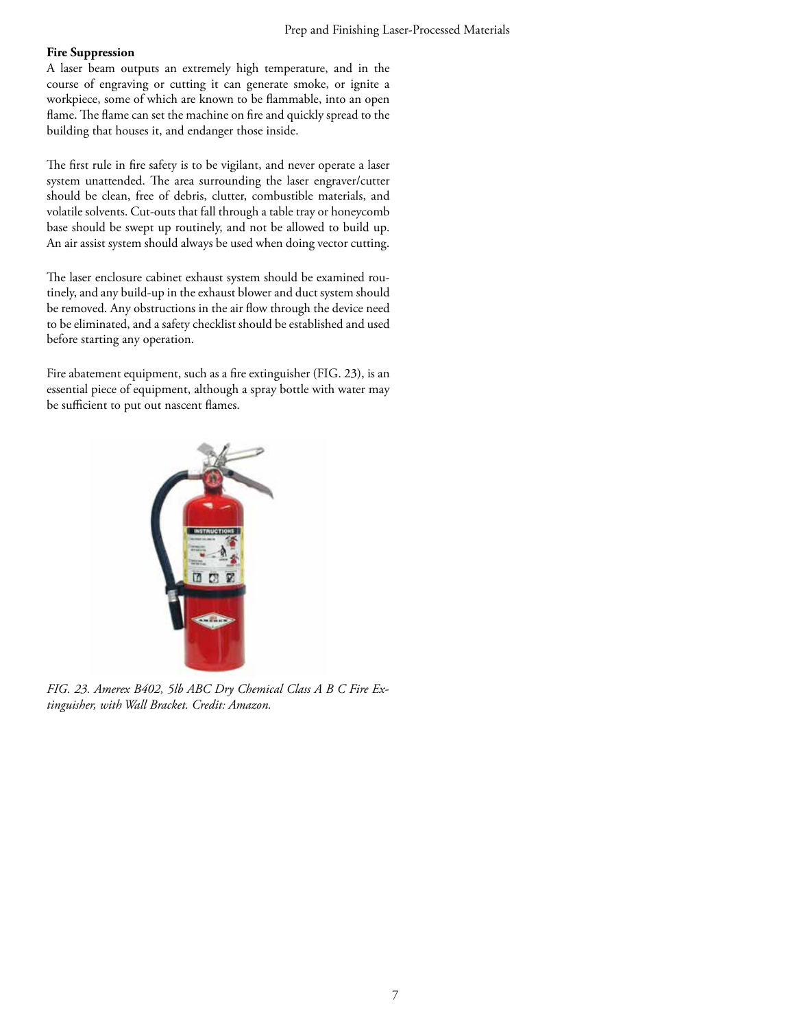### Fire Suppression

A laser beam outputs an extremely high temperature, and in the course of engraving or cutting it can generate smoke, or ignite a workpiece, some of which are known to be flammable, into an open flame. The flame can set the machine on fire and quickly spread to the building that houses it, and endanger those inside.

The first rule in fire safety is to be vigilant, and never operate a laser system unattended. The area surrounding the laser engraver/cutter should be clean, free of debris, clutter, combustible materials, and volatile solvents. Cut-outs that fall through a table tray or honeycomb base should be swept up routinely, and not be allowed to build up. An air assist system should always be used when doing vector cutting.

The laser enclosure cabinet exhaust system should be examined routinely, and any build-up in the exhaust blower and duct system should be removed. Any obstructions in the air flow through the device need to be eliminated, and a safety checklist should be established and used before starting any operation.

Fire abatement equipment, such as a fire extinguisher (FIG. 23), is an essential piece of equipment, although a spray bottle with water may be sufficient to put out nascent flames.

*FIG. 23. Amerex B402, 5lb ABC Dry Chemical Class A B C Fire Extinguisher, with Wall Bracket. Credit: Amazon.*